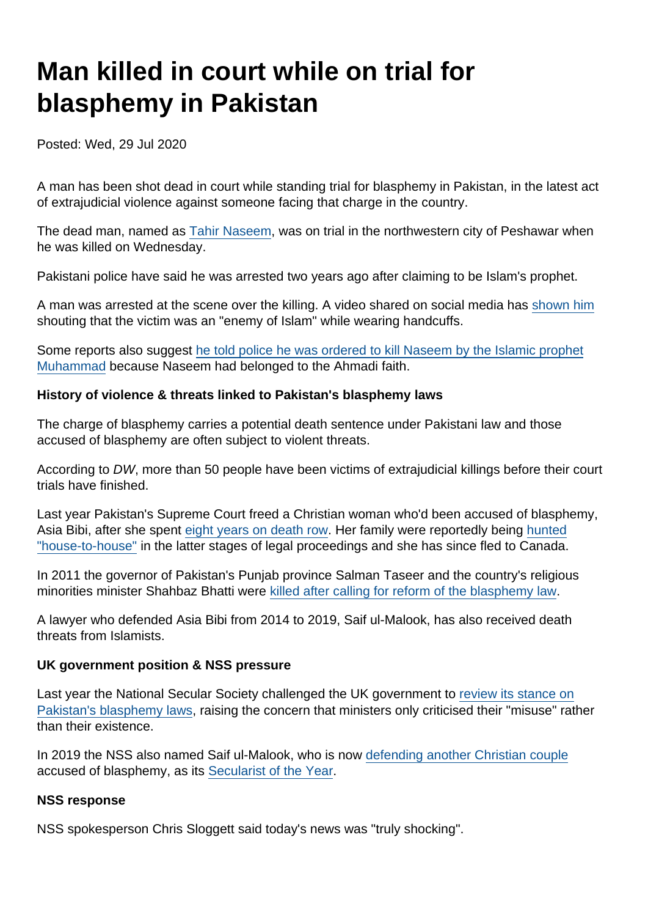# Man killed in court while on trial for blasphemy in Pakistan

Posted: Wed, 29 Jul 2020

A man has been shot dead in court while standing trial for blasphemy in Pakistan, in the latest act of extrajudicial violence against someone facing that charge in the country.

The dead man, named as Tahir Naseem, was on trial in the northwestern city of Peshawar when he was killed on Wednesday.

Pakistani police have said he was arrested two years ago after claiming to be Islam's prophet.

A man was arrested at the scene over the killing. A video shared on social media has shown him shouting that the victim was an "enemy of Islam" while wearing handcuffs.

Some reports also suggest he told police he was ordered to kill Naseem by the Islamic prophet Muhammad because Naseem had belonged to the Ahmadi faith.

**History of violence & threats linked to Pakistan's blasphemy laws**

The charge of blasphemy carries a potential death sentence under Pakistani law and those accused of blasphemy are often subject to violent threats.

According to *DW*, more than 50 people have been victims of extrajudicial killings before their court trials have finished.

Last year Pakistan's Supreme Court freed a Christian woman who'd been accused of blasphemy, Asia Bibi, after she spent eight years on death row. Her family were reportedly being hunted "house-to-house" in the latter stages of legal proceedings and she has since fled to Canada.

In 2011 the governor of Pakistan's Punjab province Salman Taseer and the country's religious minorities minister Shahbaz Bhatti were killed after calling for reform of the blasphemy law.

A lawyer who defended Asia Bibi from 2014 to 2019, Saif ul-Malook, has also received death threats from Islamists.

**UK government position & NSS pressure**

Last year the National Secular Society challenged the UK government to review its stance on Pakistan's blasphemy laws, raising the concern that ministers only criticised their "misuse" rather than their existence.

In 2019 the NSS also named Saif ul-Malook, who is now defending another Christian couple accused of blasphemy, as its Secularist of the Year.

**NSS response**

NSS spokesperson Chris Sloggett said today's news was "truly shocking".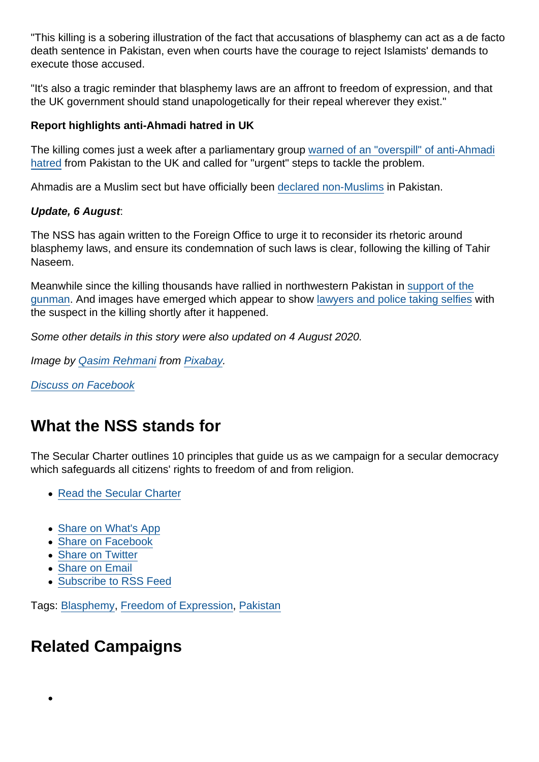"This killing is a sobering illustration of the fact that accusations of blasphemy can act as a de facto death sentence in Pakistan, even when courts have the courage to reject Islamists' demands to execute those accused.

"It's also a tragic reminder that blasphemy laws are an affront to freedom of expression, and that the UK government should stand unapologetically for their repeal wherever they exist."

**Report highlights anti-Ahmadi hatred in UK**

The killing comes just a week after a parliamentary group [warned of an "overspill" of anti-Ahmadi hatred](#) from Pakistan to the UK and called for "urgent" steps to tackle the problem.

Ahmadis are a Muslim sect but have officially been [declared non-Muslims](#) in Pakistan.

***Update, 6 August***:

The NSS has again written to the Foreign Office to urge it to reconsider its rhetoric around blasphemy laws, and ensure its condemnation of such laws is clear, following the killing of Tahir Naseem.

Meanwhile since the killing thousands have rallied in northwestern Pakistan in [support of the gunman](#). And images have emerged which appear to show [lawyers and police taking selfies](#) with the suspect in the killing shortly after it happened.

*Some other details in this story were also updated on 4 August 2020.*

*Image by [Qasim Rehmani](#) from [Pixabay](#).*

*[Discuss on Facebook](#)*

## What the NSS stands for

The Secular Charter outlines 10 principles that guide us as we campaign for a secular democracy which safeguards all citizens' rights to freedom of and from religion.

- [Read the Secular Charter](#)

- [Share on What's App](#)
- [Share on Facebook](#)
- [Share on Twitter](#)
- [Share on Email](#)
- [Subscribe to RSS Feed](#)

Tags: [Blasphemy](#), [Freedom of Expression](#), [Pakistan](#)

## Related Campaigns

-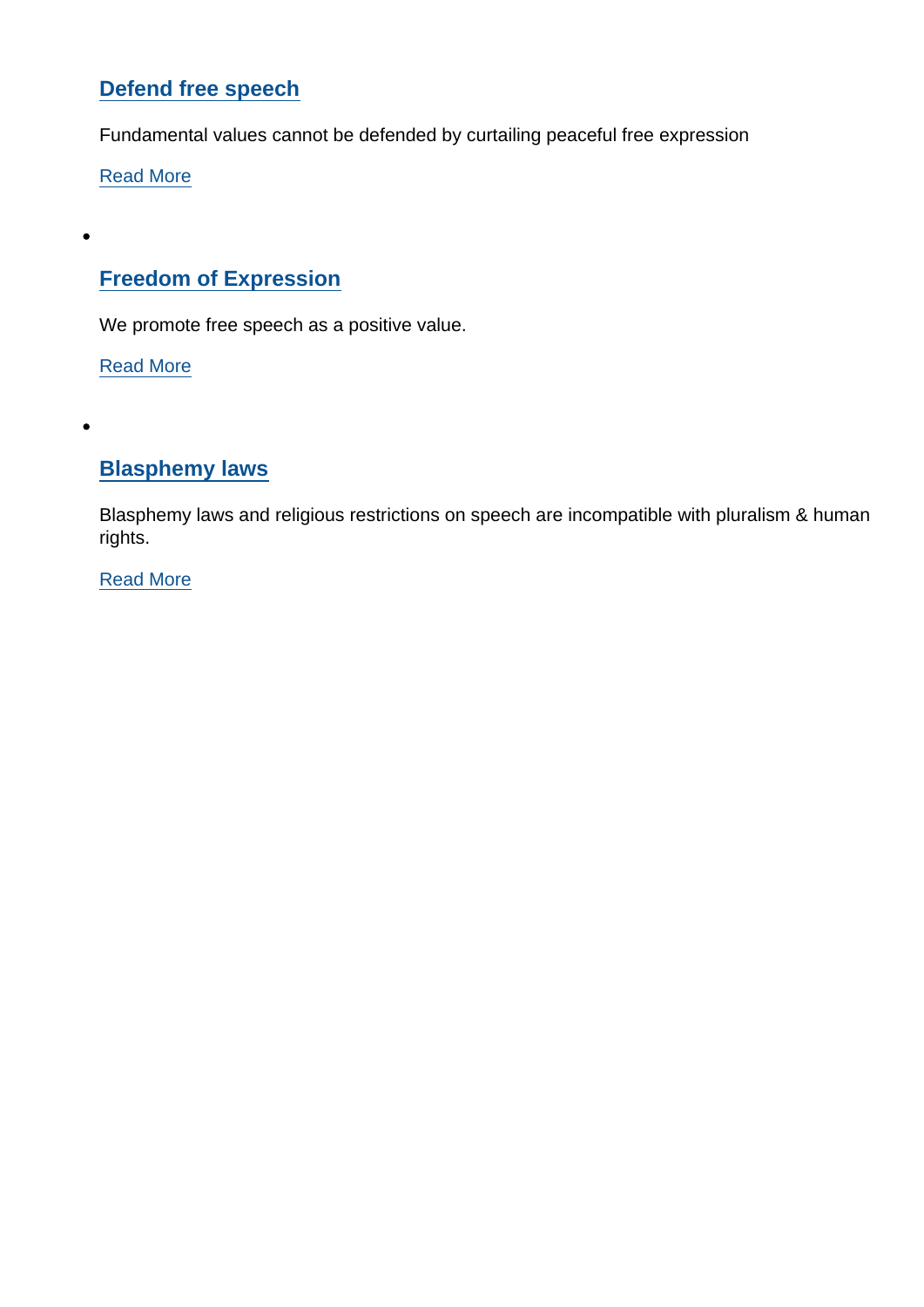### Defend free speech

Fundamental values cannot be defended by curtailing peaceful free expression

Read More

- 

### Freedom of Expression

We promote free speech as a positive value.

Read More

- 

### Blasphemy laws

Blasphemy laws and religious restrictions on speech are incompatible with pluralism & human rights.

Read More